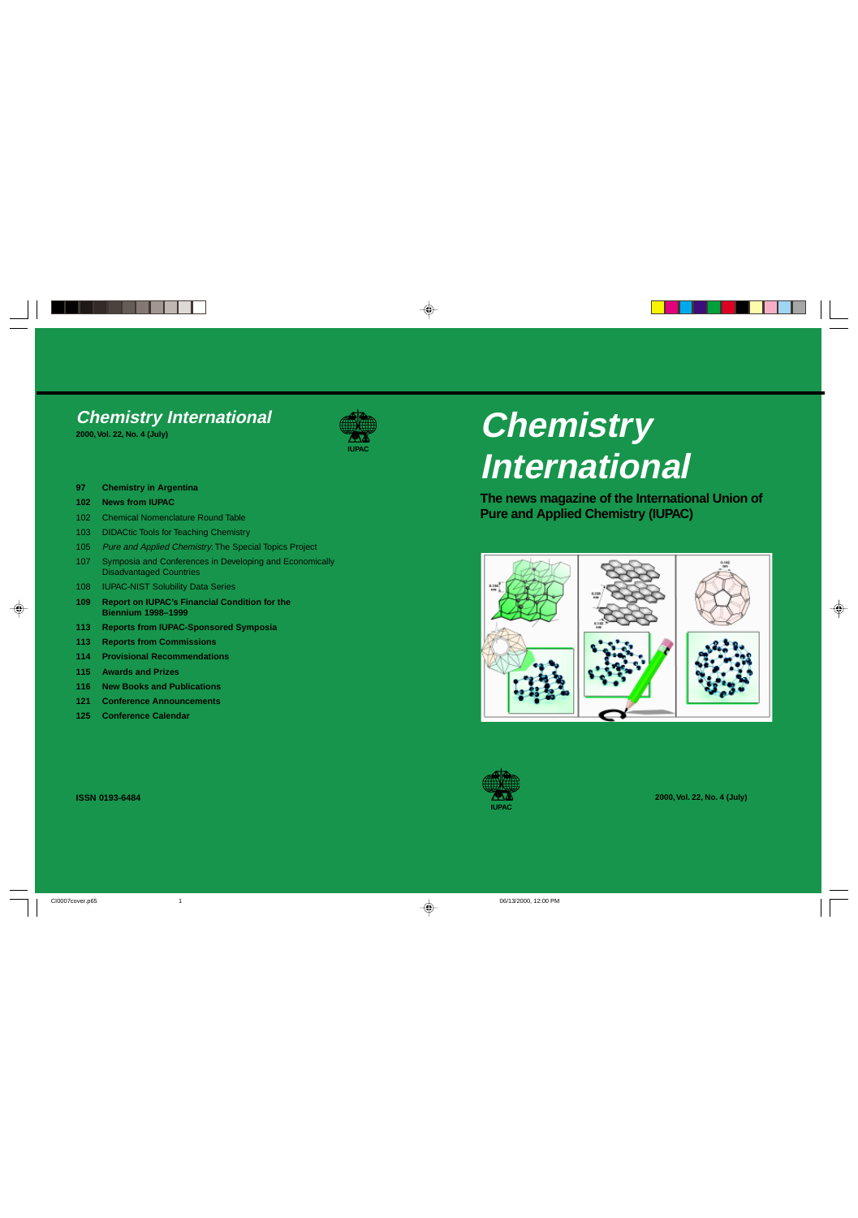# Chemistry International

**2000, Vol. 22, No. 4 (July)**

IUPAC

- **97 Chemistry in Argentina**
- **102 News from IUPAC**
- 102 Chemical Nomenclature Round Table
- 103 DIDACtic Tools for Teaching Chemistry
- 105 *Pure and Applied Chemistry*: The Special Topics Project
- 107 Symposia and Conferences in Developing and Economically Disadvantaged Countries
- 108 IUPAC-NIST Solubility Data Series
- **109 Report on IUPAC's Financial Condition for the Biennium 1998–1999**
- **113 Reports from IUPAC-Sponsored Symposia**
- **113 Reports from Commissions**
- **114 Provisional Recommendations**
- **115 Awards and Prizes**
- **116 New Books and Publications**
- **121 Conference Announcements**
- **125 Conference Calendar**

**ISSN 0193-6484**

# Chemistry International

**The news magazine of the International Union of Pure and Applied Chemistry (IUPAC)**

IUPAC

**2000, Vol. 22, No. 4 (July)**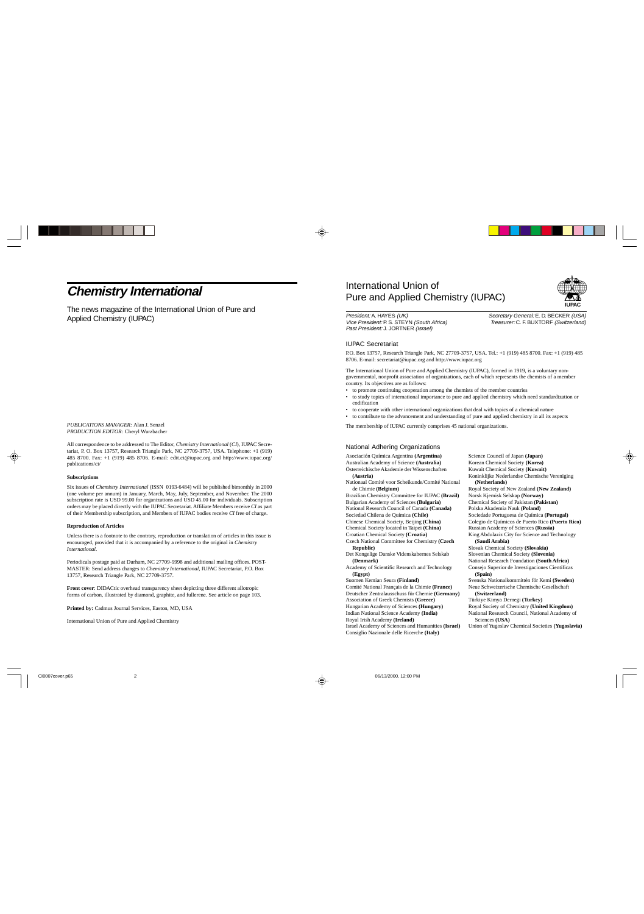# Chemistry International

The news magazine of the International Union of Pure and Applied Chemistry (IUPAC)

*PUBLICATIONS MANAGER:* Alan J. Senzel
*PRODUCTION EDITOR:* Cheryl Wurzbacher

All correspondence to be addressed to The Editor, *Chemistry International* (*CI*), IUPAC Secretariat, P. O. Box 13757, Research Triangle Park, NC 27709-3757, USA. Telephone: +1 (919) 485 8700. Fax: +1 (919) 485 8706. E-mail: edit.ci@iupac.org and http://www.iupac.org/publications/ci/

**Subscriptions**

Six issues of *Chemistry International* (ISSN 0193-6484) will be published bimonthly in 2000 (one volume per annum) in January, March, May, July, September, and November. The 2000 subscription rate is USD 99.00 for organizations and USD 45.00 for individuals. Subscription orders may be placed directly with the IUPAC Secretariat. Affiliate Members receive *CI* as part of their Membership subscription, and Members of IUPAC bodies receive *CI* free of charge.

**Reproduction of Articles**

Unless there is a footnote to the contrary, reproduction or translation of articles in this issue is encouraged, provided that it is accompanied by a reference to the original in *Chemistry International*.

Periodicals postage paid at Durham, NC 27709-9998 and additional mailing offices. POSTMASTER: Send address changes to *Chemistry International*, IUPAC Secretariat, P.O. Box 13757, Research Triangle Park, NC 27709-3757.

**Front cover**: DIDACtic overhead transparency sheet depicting three different allotropic forms of carbon, illustrated by diamond, graphite, and fullerene. See article on page 103.

**Printed by:** Cadmus Journal Services, Easton, MD, USA

International Union of Pure and Applied Chemistry

# International Union of Pure and Applied Chemistry (IUPAC)

*President:* A. HAYES *(UK)*
*Vice President:* P. S. STEYN *(South Africa)*
*Past President:* J. JORTNER *(Israel)*
*Secretary General:* E. D. BECKER *(USA)*
*Treasurer:* C. F. BUXTORF *(Switzerland)*

## IUPAC Secretariat

P.O. Box 13757, Research Triangle Park, NC 27709-3757, USA. Tel.: +1 (919) 485 8700. Fax: +1 (919) 485 8706. E-mail: secretariat@iupac.org and http://www.iupac.org

The International Union of Pure and Applied Chemistry (IUPAC), formed in 1919, is a voluntary non-governmental, nonprofit association of organizations, each of which represents the chemists of a member country. Its objectives are as follows:

- to promote continuing cooperation among the chemists of the member countries
- to study topics of international importance to pure and applied chemistry which need standardization or codification
- to cooperate with other international organizations that deal with topics of a chemical nature
- to contribute to the advancement and understanding of pure and applied chemistry in all its aspects

The membership of IUPAC currently comprises 45 national organizations.

## National Adhering Organizations

Asociación Química Argentina **(Argentina)**
Australian Academy of Science **(Australia)**
Österreichische Akademie der Wissenschaften **(Austria)**
Nationaal Comité voor Scheikunde/Comité National de Chimie **(Belgium)**
Brazilian Chemistry Committee for IUPAC **(Brazil)**
Bulgarian Academy of Sciences **(Bulgaria)**
National Research Council of Canada **(Canada)**
Sociedad Chilena de Química **(Chile)**
Chinese Chemical Society, Beijing **(China)**
Chemical Society located in Taipei **(China)**
Croatian Chemical Society **(Croatia)**
Czech National Committee for Chemistry **(Czech Republic)**
Det Kongelige Danske Videnskabernes Selskab **(Denmark)**
Academy of Scientific Research and Technology **(Egypt)**
Suomen Kemian Seura **(Finland)**
Comité National Français de la Chimie **(France)**
Deutscher Zentralausschuss für Chemie **(Germany)**
Association of Greek Chemists **(Greece)**
Hungarian Academy of Sciences **(Hungary)**
Indian National Science Academy **(India)**
Royal Irish Academy **(Ireland)**
Israel Academy of Sciences and Humanities **(Israel)**
Consiglio Nazionale delle Ricerche **(Italy)**
Science Council of Japan **(Japan)**
Korean Chemical Society **(Korea)**
Kuwait Chemical Society **(Kuwait)**
Koninklijke Nederlandse Chemische Vereniging **(Netherlands)**
Royal Society of New Zealand **(New Zealand)**
Norsk Kjemisk Selskap **(Norway)**
Chemical Society of Pakistan **(Pakistan)**
Polska Akademia Nauk **(Poland)**
Sociedade Portuguesa de Química **(Portugal)**
Colegio de Químicos de Puerto Rico **(Puerto Rico)**
Russian Academy of Sciences **(Russia)**
King Abdulaziz City for Science and Technology **(Saudi Arabia)**
Slovak Chemical Society **(Slovakia)**
Slovenian Chemical Society **(Slovenia)**
National Research Foundation **(South Africa)**
Consejo Superior de Investigaciones Científicas **(Spain)**
Svenska Nationalkommittén för Kemi **(Sweden)**
Neue Schweizerische Chemische Gesellschaft **(Switzerland)**
Türkiye Kimya Dernegi **(Turkey)**
Royal Society of Chemistry **(United Kingdom)**
National Research Council, National Academy of Sciences **(USA)**
Union of Yugoslav Chemical Societies **(Yugoslavia)**